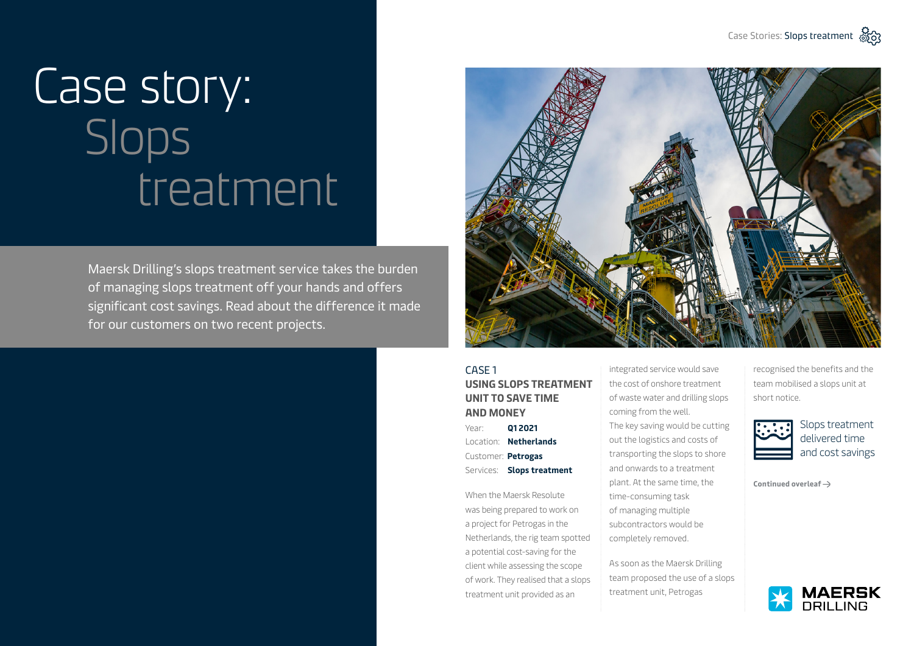# Case story: Slops treatment

Maersk Drilling's slops treatment service takes the burden of managing slops treatment off your hands and offers significant cost savings. Read about the difference it made for our customers on two recent projects.

## CASE 1

### USING SLOPS TREATMENT UNIT TO SAVE TIME AND MONEY

Year: **Q1 2021**
Location: **Netherlands**
Customer: **Petrogas**
Services: **Slops treatment**

When the Maersk Resolute was being prepared to work on a project for Petrogas in the Netherlands, the rig team spotted a potential cost-saving for the client while assessing the scope of work. They realised that a slops treatment unit provided as an integrated service would save the cost of onshore treatment of waste water and drilling slops coming from the well. The key saving would be cutting out the logistics and costs of transporting the slops to shore and onwards to a treatment plant. At the same time, the time-consuming task of managing multiple subcontractors would be completely removed.

As soon as the Maersk Drilling team proposed the use of a slops treatment unit, Petrogas recognised the benefits and the team mobilised a slops unit at short notice.

Slops treatment delivered time and cost savings

**Continued overleaf →**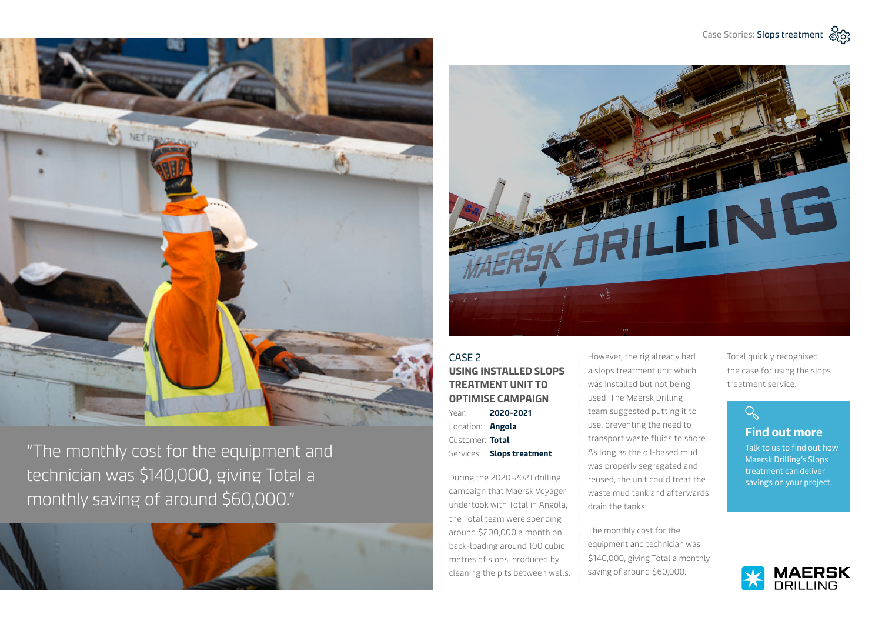"The monthly cost for the equipment and technician was $140,000, giving Total a monthly saving of around $60,000."

## CASE 2
## USING INSTALLED SLOPS TREATMENT UNIT TO OPTIMISE CAMPAIGN

Year: **2020-2021**
Location: **Angola**
Customer: **Total**
Services: **Slops treatment**

During the 2020-2021 drilling campaign that Maersk Voyager undertook with Total in Angola, the Total team were spending around $200,000 a month on back-loading around 100 cubic metres of slops, produced by cleaning the pits between wells.

However, the rig already had a slops treatment unit which was installed but not being used. The Maersk Drilling team suggested putting it to use, preventing the need to transport waste fluids to shore. As long as the oil-based mud was properly segregated and reused, the unit could treat the waste mud tank and afterwards drain the tanks.

The monthly cost for the equipment and technician was $140,000, giving Total a monthly saving of around $60,000.

Total quickly recognised the case for using the slops treatment service.

### Find out more

Talk to us to find out how Maersk Drilling's Slops treatment can deliver savings on your project.